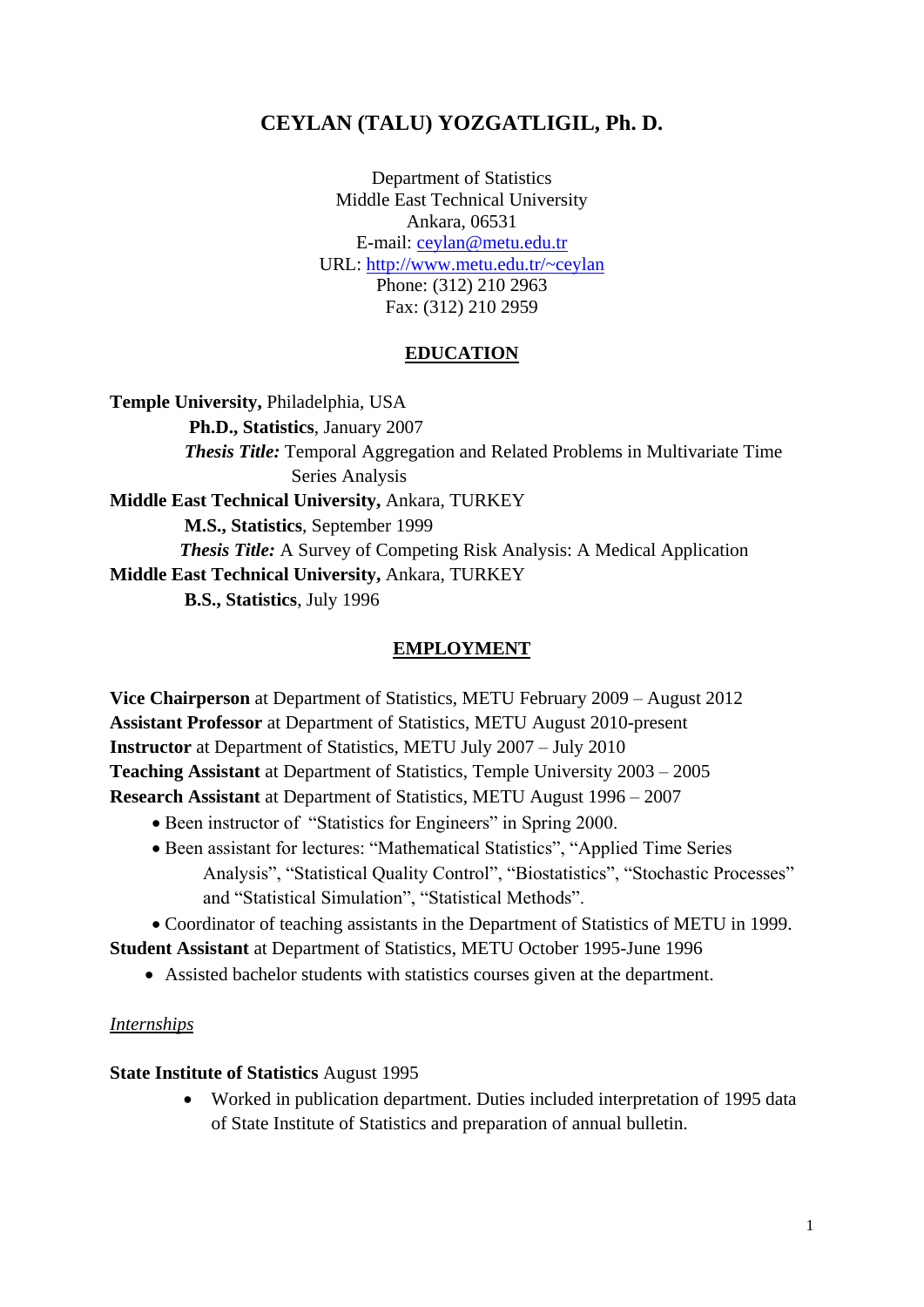# CEYLAN (TALU) YOZGATLIGIL, Ph. D.

Department of Statistics
Middle East Technical University
Ankara, 06531
E-mail: ceylan@metu.edu.tr
URL: http://www.metu.edu.tr/~ceylan
Phone: (312) 210 2963
Fax: (312) 210 2959

## EDUCATION

**Temple University,** Philadelphia, USA
**Ph.D., Statistics**, January 2007
***Thesis Title:*** Temporal Aggregation and Related Problems in Multivariate Time Series Analysis

**Middle East Technical University,** Ankara, TURKEY
**M.S., Statistics**, September 1999
***Thesis Title:*** A Survey of Competing Risk Analysis: A Medical Application

**Middle East Technical University,** Ankara, TURKEY
**B.S., Statistics**, July 1996

## EMPLOYMENT

**Vice Chairperson** at Department of Statistics, METU February 2009 – August 2012
**Assistant Professor** at Department of Statistics, METU August 2010-present
**Instructor** at Department of Statistics, METU July 2007 – July 2010
**Teaching Assistant** at Department of Statistics, Temple University 2003 – 2005
**Research Assistant** at Department of Statistics, METU August 1996 – 2007

- Been instructor of "Statistics for Engineers" in Spring 2000.
- Been assistant for lectures: "Mathematical Statistics", "Applied Time Series Analysis", "Statistical Quality Control", "Biostatistics", "Stochastic Processes" and "Statistical Simulation", "Statistical Methods".
- Coordinator of teaching assistants in the Department of Statistics of METU in 1999.

**Student Assistant** at Department of Statistics, METU October 1995-June 1996

- Assisted bachelor students with statistics courses given at the department.

### *Internships*

**State Institute of Statistics** August 1995

- Worked in publication department. Duties included interpretation of 1995 data of State Institute of Statistics and preparation of annual bulletin.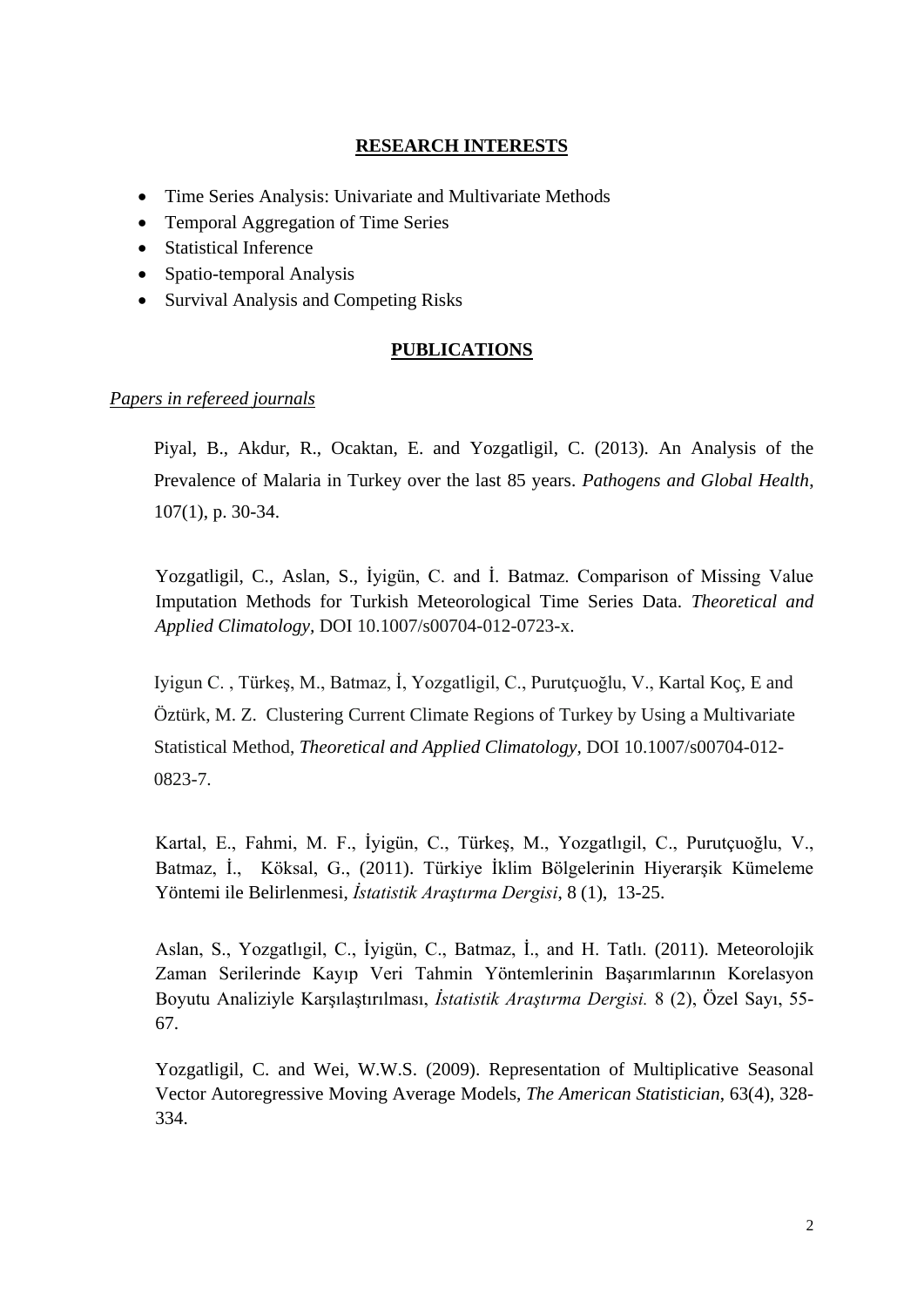## RESEARCH INTERESTS

- Time Series Analysis: Univariate and Multivariate Methods
- Temporal Aggregation of Time Series
- Statistical Inference
- Spatio-temporal Analysis
- Survival Analysis and Competing Risks

## PUBLICATIONS

*Papers in refereed journals*

Piyal, B., Akdur, R., Ocaktan, E. and Yozgatligil, C. (2013). An Analysis of the Prevalence of Malaria in Turkey over the last 85 years. *Pathogens and Global Health*, 107(1), p. 30-34.

Yozgatligil, C., Aslan, S., İyigün, C. and İ. Batmaz. Comparison of Missing Value Imputation Methods for Turkish Meteorological Time Series Data. *Theoretical and Applied Climatology*, DOI 10.1007/s00704-012-0723-x.

Iyigun C. , Türkeş, M., Batmaz, İ, Yozgatligil, C., Purutçuoğlu, V., Kartal Koç, E and Öztürk, M. Z. Clustering Current Climate Regions of Turkey by Using a Multivariate Statistical Method, *Theoretical and Applied Climatology*, DOI 10.1007/s00704-012-0823-7.

Kartal, E., Fahmi, M. F., İyigün, C., Türkeş, M., Yozgatlıgil, C., Purutçuoğlu, V., Batmaz, İ., Köksal, G., (2011). Türkiye İklim Bölgelerinin Hiyerarşik Kümeleme Yöntemi ile Belirlenmesi, *İstatistik Araştırma Dergisi*, 8 (1), 13-25.

Aslan, S., Yozgatlıgil, C., İyigün, C., Batmaz, İ., and H. Tatlı. (2011). Meteorolojik Zaman Serilerinde Kayıp Veri Tahmin Yöntemlerinin Başarımlarının Korelasyon Boyutu Analiziyle Karşılaştırılması, *İstatistik Araştırma Dergisi.* 8 (2), Özel Sayı, 55-67.

Yozgatligil, C. and Wei, W.W.S. (2009). Representation of Multiplicative Seasonal Vector Autoregressive Moving Average Models, *The American Statistician*, 63(4), 328-334.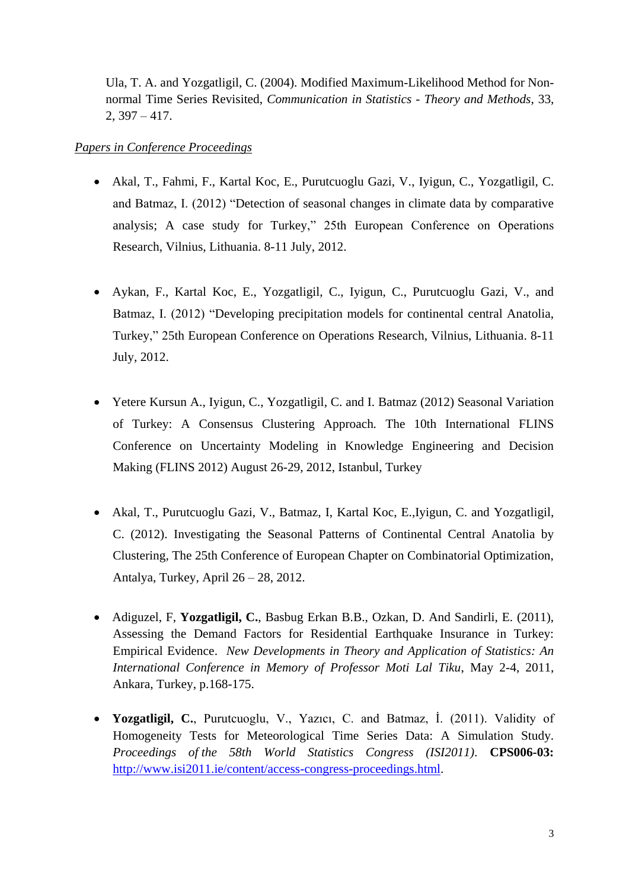Ula, T. A. and Yozgatligil, C. (2004). Modified Maximum-Likelihood Method for Non-normal Time Series Revisited, *Communication in Statistics - Theory and Methods*, 33, 2, 397 – 417.

*Papers in Conference Proceedings*

- Akal, T., Fahmi, F., Kartal Koc, E., Purutcuoglu Gazi, V., Iyigun, C., Yozgatligil, C. and Batmaz, I. (2012) "Detection of seasonal changes in climate data by comparative analysis; A case study for Turkey," 25th European Conference on Operations Research, Vilnius, Lithuania. 8-11 July, 2012.

- Aykan, F., Kartal Koc, E., Yozgatligil, C., Iyigun, C., Purutcuoglu Gazi, V., and Batmaz, I. (2012) "Developing precipitation models for continental central Anatolia, Turkey," 25th European Conference on Operations Research, Vilnius, Lithuania. 8-11 July, 2012.

- Yetere Kursun A., Iyigun, C., Yozgatligil, C. and I. Batmaz (2012) Seasonal Variation of Turkey: A Consensus Clustering Approach. The 10th International FLINS Conference on Uncertainty Modeling in Knowledge Engineering and Decision Making (FLINS 2012) August 26-29, 2012, Istanbul, Turkey

- Akal, T., Purutcuoglu Gazi, V., Batmaz, I, Kartal Koc, E.,Iyigun, C. and Yozgatligil, C. (2012). Investigating the Seasonal Patterns of Continental Central Anatolia by Clustering, The 25th Conference of European Chapter on Combinatorial Optimization, Antalya, Turkey, April 26 – 28, 2012.

- Adiguzel, F, **Yozgatligil, C.**, Basbug Erkan B.B., Ozkan, D. And Sandirli, E. (2011), Assessing the Demand Factors for Residential Earthquake Insurance in Turkey: Empirical Evidence. *New Developments in Theory and Application of Statistics: An International Conference in Memory of Professor Moti Lal Tiku*, May 2-4, 2011, Ankara, Turkey, p.168-175.

- **Yozgatligil, C.**, Purutcuoglu, V., Yazıcı, C. and Batmaz, İ. (2011). Validity of Homogeneity Tests for Meteorological Time Series Data: A Simulation Study. *Proceedings of the 58th World Statistics Congress (ISI2011).* **CPS006-03:** http://www.isi2011.ie/content/access-congress-proceedings.html.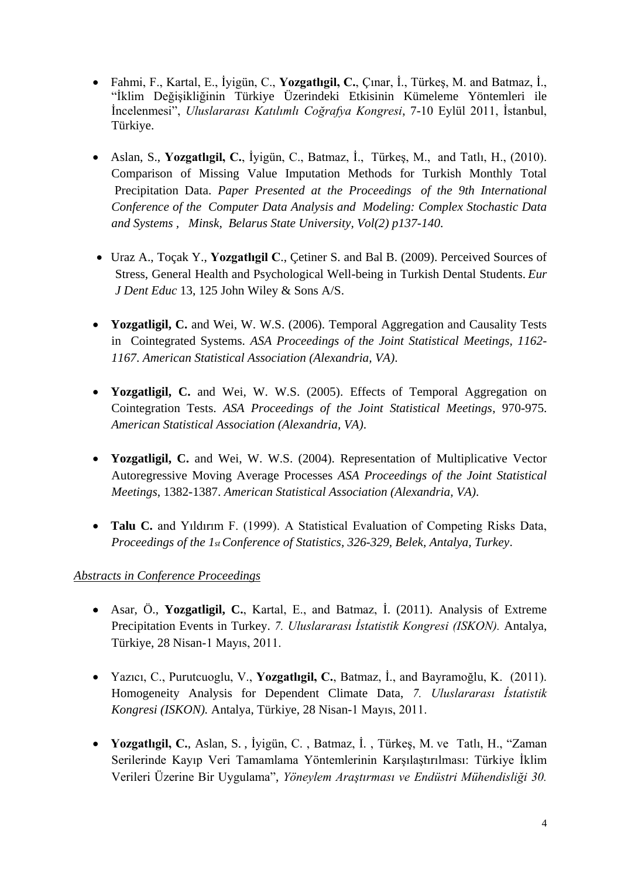- Fahmi, F., Kartal, E., İyigün, C., **Yozgatlıgil, C.**, Çınar, İ., Türkeş, M. and Batmaz, İ., "İklim Değişikliğinin Türkiye Üzerindeki Etkisinin Kümeleme Yöntemleri ile İncelenmesi", *Uluslararası Katılımlı Coğrafya Kongresi*, 7-10 Eylül 2011, İstanbul, Türkiye.

- Aslan, S., **Yozgatlıgil, C.**, İyigün, C., Batmaz, İ., Türkeş, M., and Tatlı, H., (2010). Comparison of Missing Value Imputation Methods for Turkish Monthly Total Precipitation Data. *Paper Presented at the Proceedings of the 9th International Conference of the Computer Data Analysis and Modeling: Complex Stochastic Data and Systems , Minsk, Belarus State University, Vol(2) p137-140.*

- Uraz A., Toçak Y., **Yozgatlıgil C**., Çetiner S. and Bal B. (2009). Perceived Sources of Stress, General Health and Psychological Well-being in Turkish Dental Students. *Eur J Dent Educ* 13, 125 John Wiley & Sons A/S.

- **Yozgatligil, C.** and Wei, W. W.S. (2006). Temporal Aggregation and Causality Tests in Cointegrated Systems. *ASA Proceedings of the Joint Statistical Meetings, 1162-1167*. *American Statistical Association (Alexandria, VA)*.

- **Yozgatligil, C.** and Wei, W. W.S. (2005). Effects of Temporal Aggregation on Cointegration Tests. *ASA Proceedings of the Joint Statistical Meetings*, 970-975. *American Statistical Association (Alexandria, VA)*.

- **Yozgatligil, C.** and Wei, W. W.S. (2004). Representation of Multiplicative Vector Autoregressive Moving Average Processes *ASA Proceedings of the Joint Statistical Meetings*, 1382-1387. *American Statistical Association (Alexandria, VA)*.

- **Talu C.** and Yıldırım F. (1999). A Statistical Evaluation of Competing Risks Data, *Proceedings of the 1st Conference of Statistics, 326-329, Belek, Antalya, Turkey*.

*Abstracts in Conference Proceedings*

- Asar, Ö., **Yozgatligil, C.**, Kartal, E., and Batmaz, İ. (2011). Analysis of Extreme Precipitation Events in Turkey. *7. Uluslararası İstatistik Kongresi (ISKON).* Antalya, Türkiye, 28 Nisan-1 Mayıs, 2011.

- Yazıcı, C., Purutcuoglu, V., **Yozgatlıgil, C.**, Batmaz, İ., and Bayramoğlu, K. (2011). Homogeneity Analysis for Dependent Climate Data, *7. Uluslararası İstatistik Kongresi (ISKON).* Antalya, Türkiye, 28 Nisan-1 Mayıs, 2011.

- **Yozgatlıgil, C.**, Aslan, S. , İyigün, C. , Batmaz, İ. , Türkeş, M. ve Tatlı, H., "Zaman Serilerinde Kayıp Veri Tamamlama Yöntemlerinin Karşılaştırılması: Türkiye İklim Verileri Üzerine Bir Uygulama", *Yöneylem Araştırması ve Endüstri Mühendisliği 30.*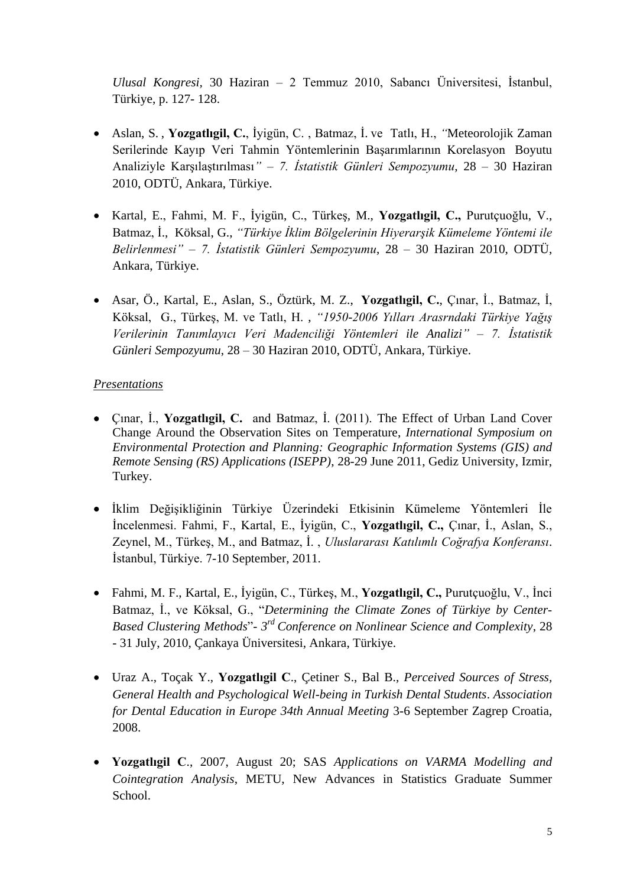*Ulusal Kongresi,* 30 Haziran – 2 Temmuz 2010, Sabancı Üniversitesi, İstanbul, Türkiye, p. 127- 128.

- Aslan, S. , **Yozgatlıgil, C.**, İyigün, C. , Batmaz, İ. ve Tatlı, H., *"*Meteorolojik Zaman Serilerinde Kayıp Veri Tahmin Yöntemlerinin Başarımlarının Korelasyon Boyutu Analiziyle Karşılaştırılması*" – 7. İstatistik Günleri Sempozyumu*, 28 – 30 Haziran 2010, ODTÜ, Ankara, Türkiye.

- Kartal, E., Fahmi, M. F., İyigün, C., Türkeş, M., **Yozgatlıgil, C.,** Purutçuoğlu, V., Batmaz, İ., Köksal, G., *"Türkiye İklim Bölgelerinin Hiyerarşik Kümeleme Yöntemi ile Belirlenmesi" – 7. İstatistik Günleri Sempozyumu*, 28 – 30 Haziran 2010, ODTÜ, Ankara, Türkiye.

- Asar, Ö., Kartal, E., Aslan, S., Öztürk, M. Z., **Yozgatlıgil, C.**, Çınar, İ., Batmaz, İ, Köksal, G., Türkeş, M. ve Tatlı, H. , *"1950-2006 Yılları Arasrndaki Türkiye Yağış Verilerinin Tanımlayıcı Veri Madenciliği Yöntemleri ile Analizi" – 7. İstatistik Günleri Sempozyumu*, 28 – 30 Haziran 2010, ODTÜ, Ankara, Türkiye.

*Presentations*

- Çınar, İ., **Yozgatlıgil, C.** and Batmaz, İ. (2011). The Effect of Urban Land Cover Change Around the Observation Sites on Temperature, *International Symposium on Environmental Protection and Planning: Geographic Information Systems (GIS) and Remote Sensing (RS) Applications (ISEPP)*, 28-29 June 2011, Gediz University, Izmir, Turkey.

- İklim Değişikliğinin Türkiye Üzerindeki Etkisinin Kümeleme Yöntemleri İle İncelenmesi. Fahmi, F., Kartal, E., İyigün, C., **Yozgatlıgil, C.,** Çınar, İ., Aslan, S., Zeynel, M., Türkeş, M., and Batmaz, İ. , *Uluslararası Katılımlı Coğrafya Konferansı*. İstanbul, Türkiye. 7-10 September, 2011.

- Fahmi, M. F., Kartal, E., İyigün, C., Türkeş, M., **Yozgatlıgil, C.,** Purutçuoğlu, V., İnci Batmaz, İ., ve Köksal, G., "*Determining the Climate Zones of Türkiye by Center-Based Clustering Methods*"- *3rd Conference on Nonlinear Science and Complexity*, 28 - 31 July, 2010, Çankaya Üniversitesi, Ankara, Türkiye.

- Uraz A., Toçak Y., **Yozgatlıgil C**., Çetiner S., Bal B., *Perceived Sources of Stress, General Health and Psychological Well-being in Turkish Dental Students*. *Association for Dental Education in Europe 34th Annual Meeting* 3-6 September Zagrep Croatia, 2008.

- **Yozgatlıgil C**., 2007, August 20; SAS *Applications on VARMA Modelling and Cointegration Analysis*, METU, New Advances in Statistics Graduate Summer School.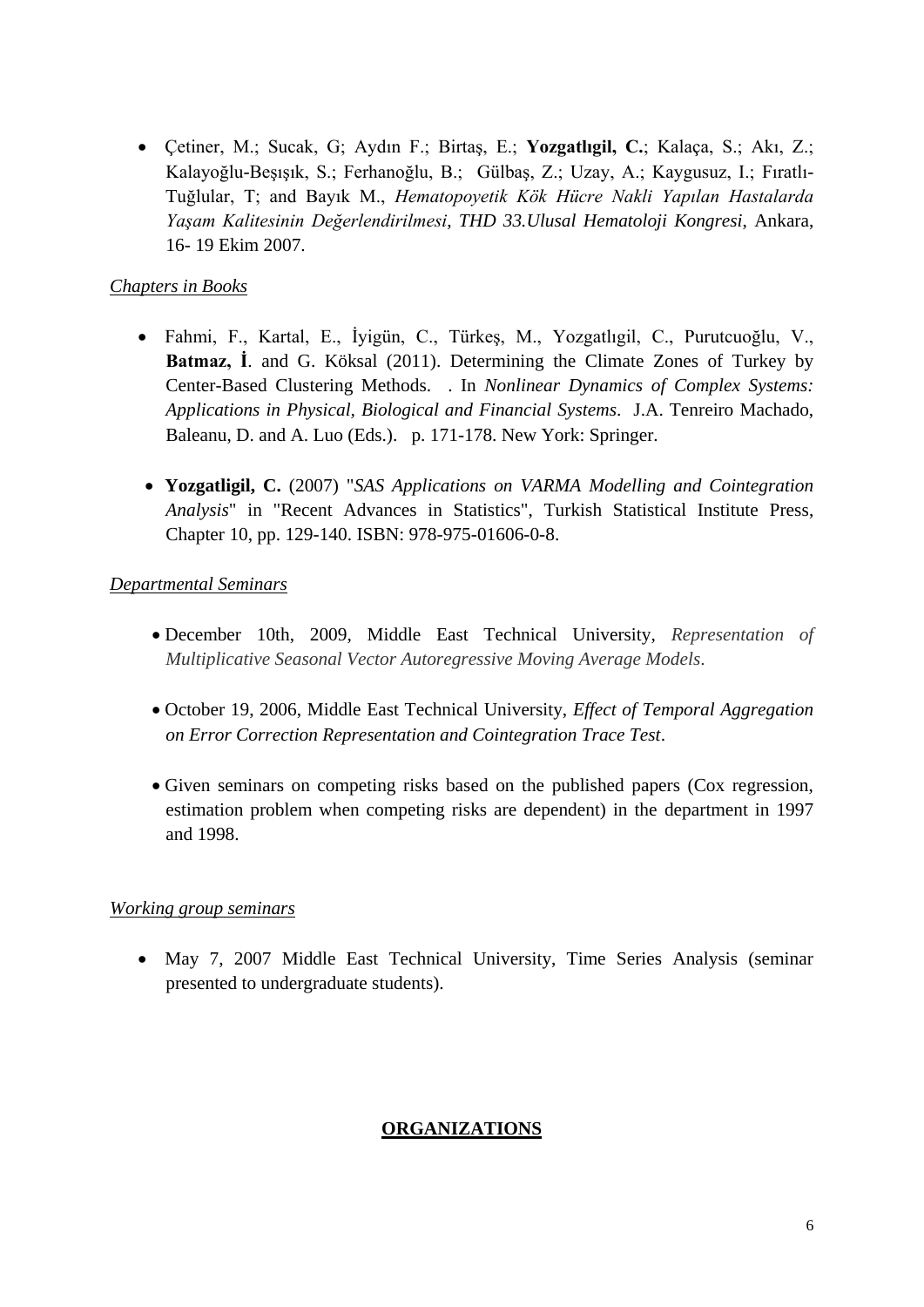- Çetiner, M.; Sucak, G; Aydın F.; Birtaş, E.; **Yozgatlıgil, C.**; Kalaça, S.; Akı, Z.; Kalayoğlu-Beşışık, S.; Ferhanoğlu, B.; Gülbaş, Z.; Uzay, A.; Kaygusuz, I.; Fıratlı-Tuğlular, T; and Bayık M., *Hematopoyetik Kök Hücre Nakli Yapılan Hastalarda Yaşam Kalitesinin Değerlendirilmesi*, *THD 33.Ulusal Hematoloji Kongresi*, Ankara, 16- 19 Ekim 2007.

*Chapters in Books*

- Fahmi, F., Kartal, E., İyigün, C., Türkeş, M., Yozgatlıgil, C., Purutcuoğlu, V., **Batmaz, İ**. and G. Köksal (2011). Determining the Climate Zones of Turkey by Center-Based Clustering Methods. . In *Nonlinear Dynamics of Complex Systems: Applications in Physical, Biological and Financial Systems*. J.A. Tenreiro Machado, Baleanu, D. and A. Luo (Eds.). p. 171-178. New York: Springer.

- **Yozgatligil, C.** (2007) "*SAS Applications on VARMA Modelling and Cointegration Analysis*" in "Recent Advances in Statistics", Turkish Statistical Institute Press, Chapter 10, pp. 129-140. ISBN: 978-975-01606-0-8.

*Departmental Seminars*

- December 10th, 2009, Middle East Technical University, *Representation of Multiplicative Seasonal Vector Autoregressive Moving Average Models*.

- October 19, 2006, Middle East Technical University, *Effect of Temporal Aggregation on Error Correction Representation and Cointegration Trace Test*.

- Given seminars on competing risks based on the published papers (Cox regression, estimation problem when competing risks are dependent) in the department in 1997 and 1998.

*Working group seminars*

- May 7, 2007 Middle East Technical University, Time Series Analysis (seminar presented to undergraduate students).

## ORGANIZATIONS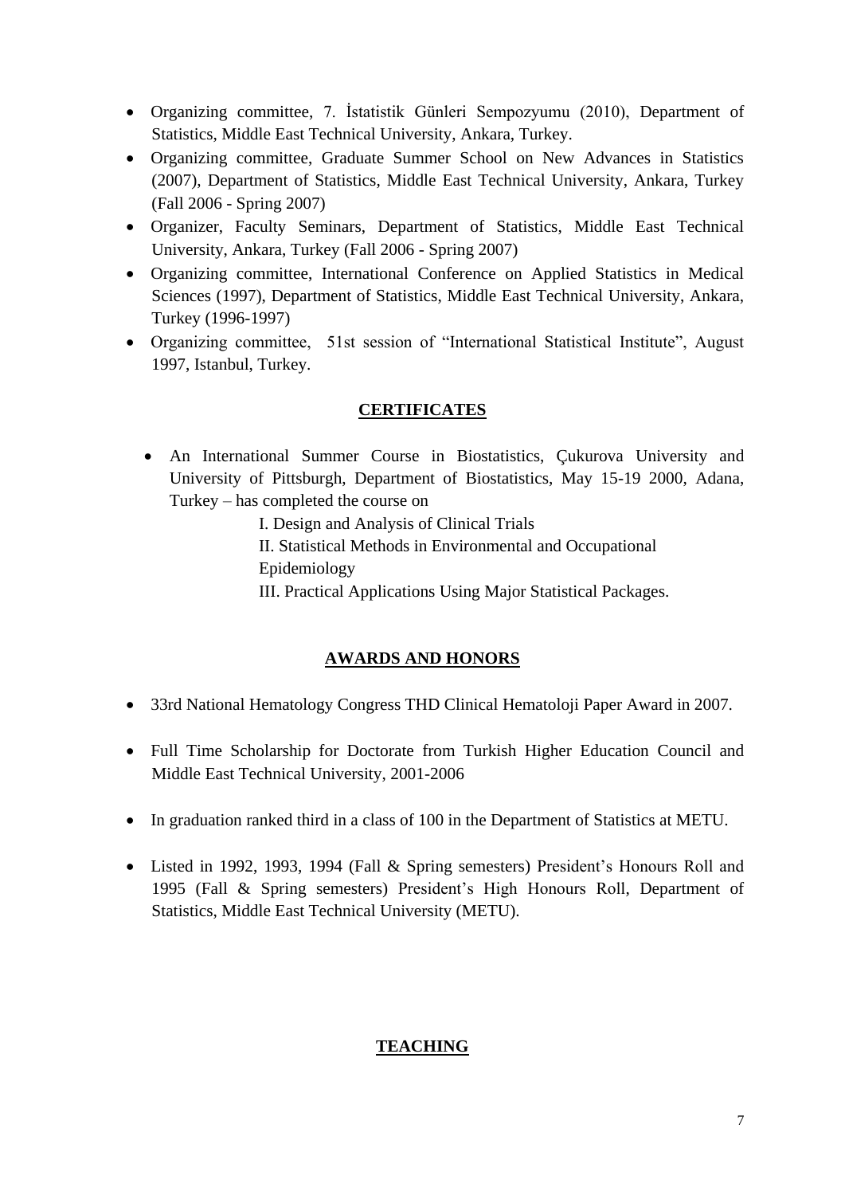- Organizing committee, 7. İstatistik Günleri Sempozyumu (2010), Department of Statistics, Middle East Technical University, Ankara, Turkey.
- Organizing committee, Graduate Summer School on New Advances in Statistics (2007), Department of Statistics, Middle East Technical University, Ankara, Turkey (Fall 2006 - Spring 2007)
- Organizer, Faculty Seminars, Department of Statistics, Middle East Technical University, Ankara, Turkey (Fall 2006 - Spring 2007)
- Organizing committee, International Conference on Applied Statistics in Medical Sciences (1997), Department of Statistics, Middle East Technical University, Ankara, Turkey (1996-1997)
- Organizing committee, 51st session of "International Statistical Institute", August 1997, Istanbul, Turkey.

## CERTIFICATES

- An International Summer Course in Biostatistics, Çukurova University and University of Pittsburgh, Department of Biostatistics, May 15-19 2000, Adana, Turkey – has completed the course on

  I. Design and Analysis of Clinical Trials

  II. Statistical Methods in Environmental and Occupational Epidemiology

  III. Practical Applications Using Major Statistical Packages.

## AWARDS AND HONORS

- 33rd National Hematology Congress THD Clinical Hematoloji Paper Award in 2007.
- Full Time Scholarship for Doctorate from Turkish Higher Education Council and Middle East Technical University, 2001-2006
- In graduation ranked third in a class of 100 in the Department of Statistics at METU.
- Listed in 1992, 1993, 1994 (Fall & Spring semesters) President's Honours Roll and 1995 (Fall & Spring semesters) President's High Honours Roll, Department of Statistics, Middle East Technical University (METU).

## TEACHING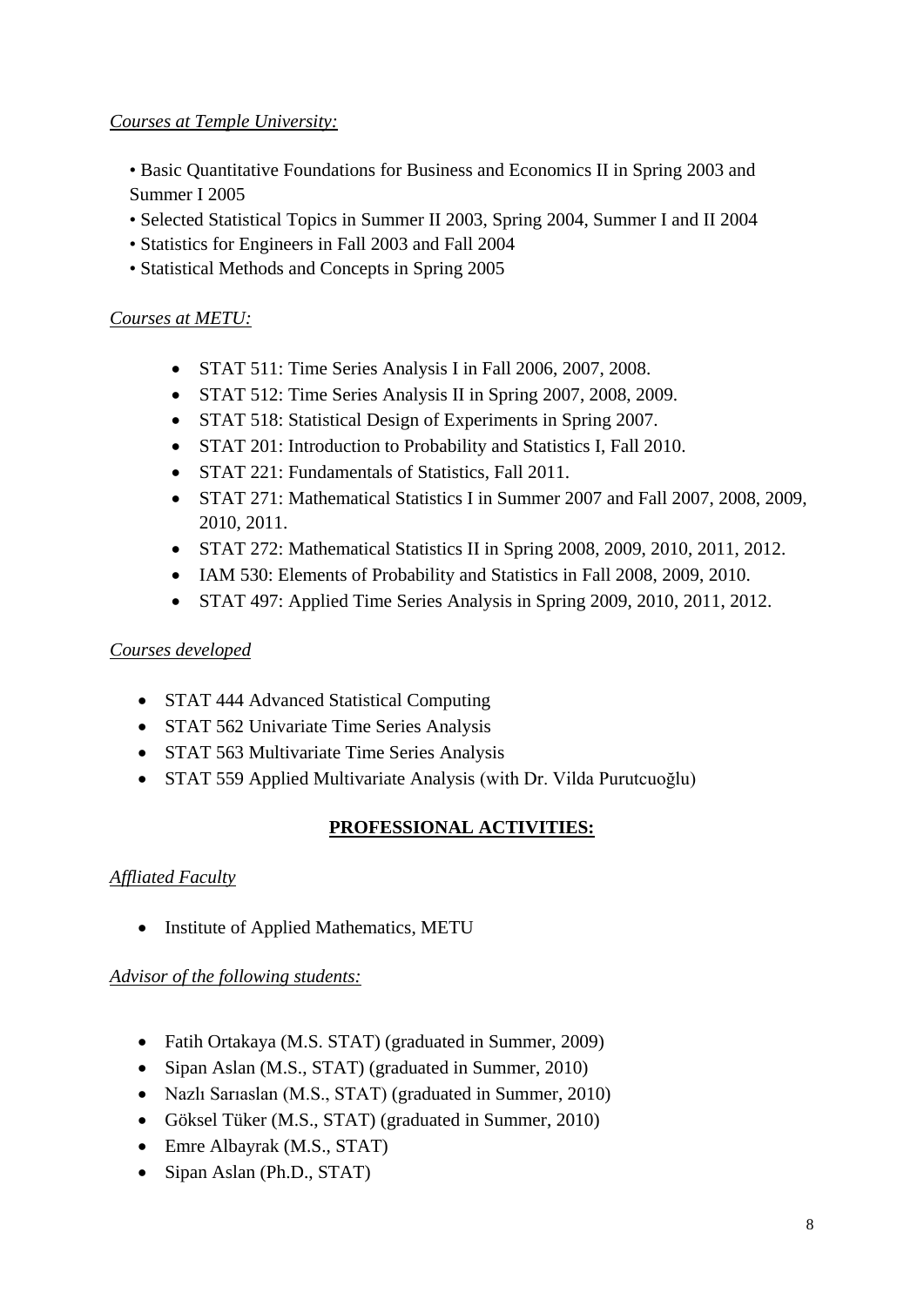*Courses at Temple University:*

- Basic Quantitative Foundations for Business and Economics II in Spring 2003 and Summer I 2005
- Selected Statistical Topics in Summer II 2003, Spring 2004, Summer I and II 2004
- Statistics for Engineers in Fall 2003 and Fall 2004
- Statistical Methods and Concepts in Spring 2005

*Courses at METU:*

- STAT 511: Time Series Analysis I in Fall 2006, 2007, 2008.
- STAT 512: Time Series Analysis II in Spring 2007, 2008, 2009.
- STAT 518: Statistical Design of Experiments in Spring 2007.
- STAT 201: Introduction to Probability and Statistics I, Fall 2010.
- STAT 221: Fundamentals of Statistics, Fall 2011.
- STAT 271: Mathematical Statistics I in Summer 2007 and Fall 2007, 2008, 2009, 2010, 2011.
- STAT 272: Mathematical Statistics II in Spring 2008, 2009, 2010, 2011, 2012.
- IAM 530: Elements of Probability and Statistics in Fall 2008, 2009, 2010.
- STAT 497: Applied Time Series Analysis in Spring 2009, 2010, 2011, 2012.

*Courses developed*

- STAT 444 Advanced Statistical Computing
- STAT 562 Univariate Time Series Analysis
- STAT 563 Multivariate Time Series Analysis
- STAT 559 Applied Multivariate Analysis (with Dr. Vilda Purutcuoğlu)

## PROFESSIONAL ACTIVITIES:

*Affliated Faculty*

- Institute of Applied Mathematics, METU

*Advisor of the following students:*

- Fatih Ortakaya (M.S. STAT) (graduated in Summer, 2009)
- Sipan Aslan (M.S., STAT) (graduated in Summer, 2010)
- Nazlı Sarıaslan (M.S., STAT) (graduated in Summer, 2010)
- Göksel Tüker (M.S., STAT) (graduated in Summer, 2010)
- Emre Albayrak (M.S., STAT)
- Sipan Aslan (Ph.D., STAT)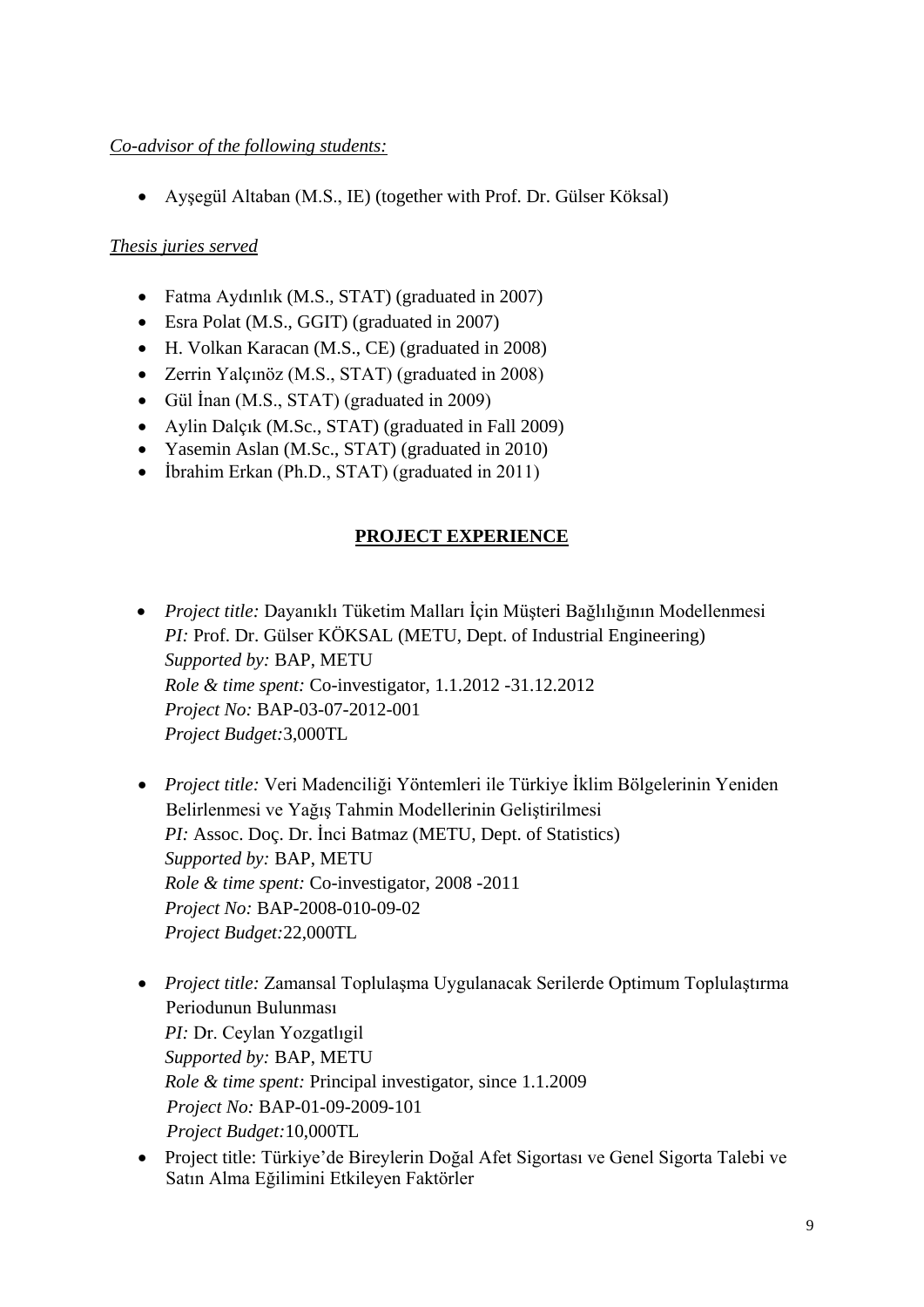*Co-advisor of the following students:*

- Ayşegül Altaban (M.S., IE) (together with Prof. Dr. Gülser Köksal)

*Thesis juries served*

- Fatma Aydınlık (M.S., STAT) (graduated in 2007)
- Esra Polat (M.S., GGIT) (graduated in 2007)
- H. Volkan Karacan (M.S., CE) (graduated in 2008)
- Zerrin Yalçınöz (M.S., STAT) (graduated in 2008)
- Gül İnan (M.S., STAT) (graduated in 2009)
- Aylin Dalçık (M.Sc., STAT) (graduated in Fall 2009)
- Yasemin Aslan (M.Sc., STAT) (graduated in 2010)
- İbrahim Erkan (Ph.D., STAT) (graduated in 2011)

## PROJECT EXPERIENCE

- *Project title:* Dayanıklı Tüketim Malları İçin Müşteri Bağlılığının Modellenmesi
  *PI:* Prof. Dr. Gülser KÖKSAL (METU, Dept. of Industrial Engineering)
  *Supported by:* BAP, METU
  *Role & time spent:* Co-investigator, 1.1.2012 -31.12.2012
  *Project No:* BAP-03-07-2012-001
  *Project Budget:*3,000TL

- *Project title:* Veri Madenciliği Yöntemleri ile Türkiye İklim Bölgelerinin Yeniden Belirlenmesi ve Yağış Tahmin Modellerinin Geliştirilmesi
  *PI:* Assoc. Doç. Dr. İnci Batmaz (METU, Dept. of Statistics)
  *Supported by:* BAP, METU
  *Role & time spent:* Co-investigator, 2008 -2011
  *Project No:* BAP-2008-010-09-02
  *Project Budget:*22,000TL

- *Project title:* Zamansal Toplulaşma Uygulanacak Serilerde Optimum Toplulaştırma Periodunun Bulunması
  *PI:* Dr. Ceylan Yozgatlıgil
  *Supported by:* BAP, METU
  *Role & time spent:* Principal investigator, since 1.1.2009
  *Project No:* BAP-01-09-2009-101
  *Project Budget:*10,000TL
- Project title: Türkiye'de Bireylerin Doğal Afet Sigortası ve Genel Sigorta Talebi ve Satın Alma Eğilimini Etkileyen Faktörler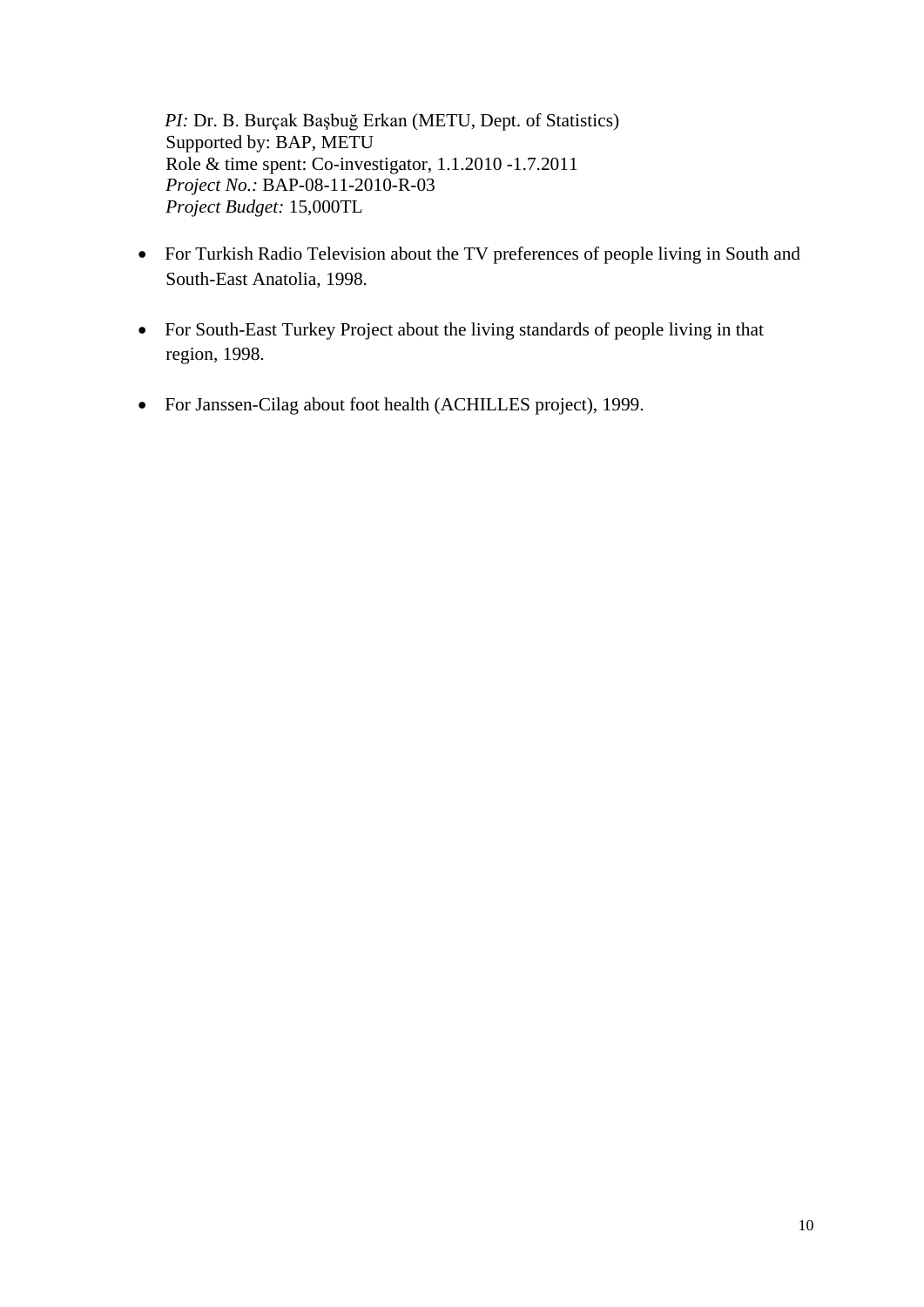*PI:* Dr. B. Burçak Başbuğ Erkan (METU, Dept. of Statistics)
Supported by: BAP, METU
Role & time spent: Co-investigator, 1.1.2010 -1.7.2011
*Project No.:* BAP-08-11-2010-R-03
*Project Budget:* 15,000TL

- For Turkish Radio Television about the TV preferences of people living in South and South-East Anatolia, 1998.

- For South-East Turkey Project about the living standards of people living in that region, 1998.

- For Janssen-Cilag about foot health (ACHILLES project), 1999.